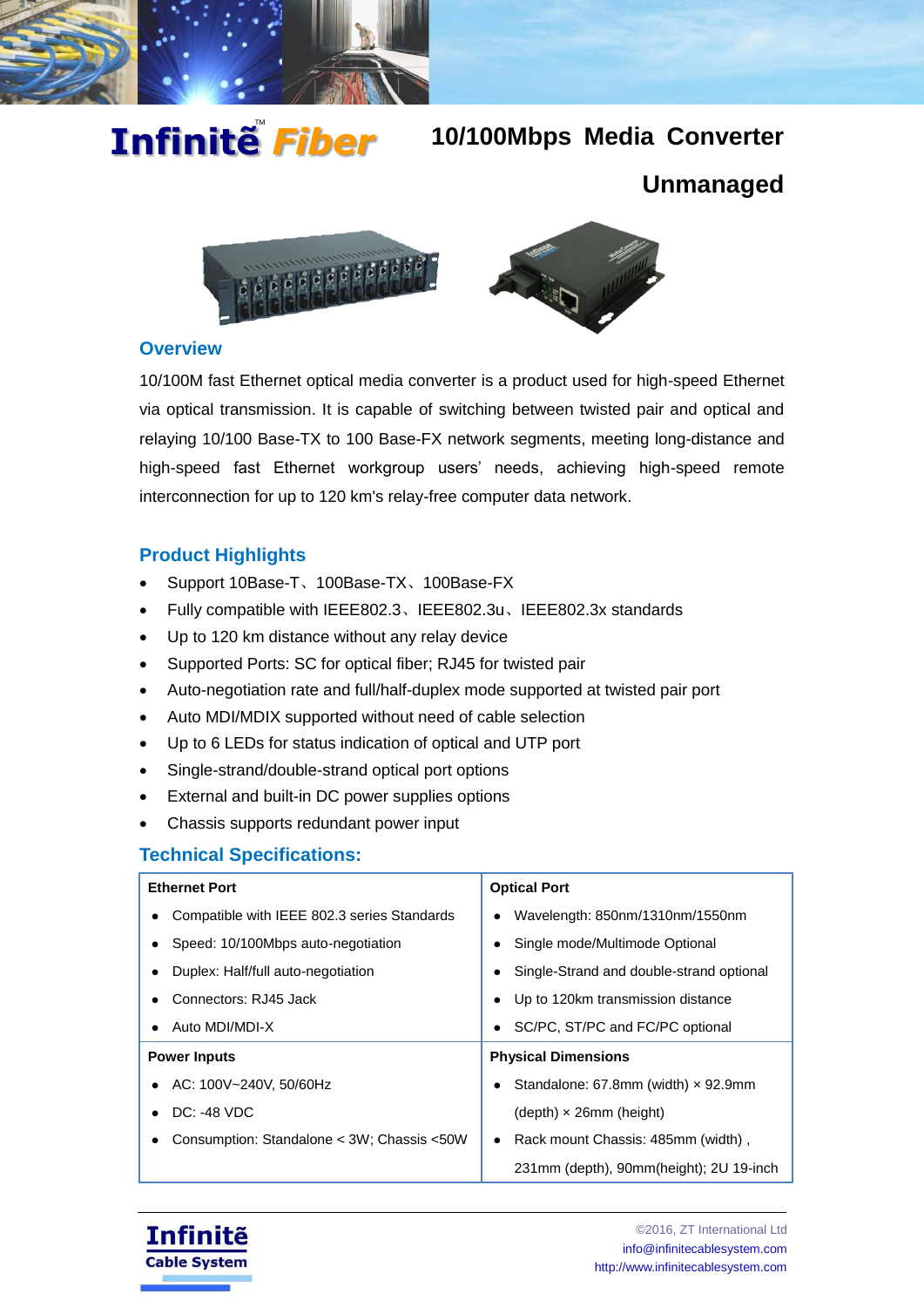# Infinitē™ Fiber

## 10/100Mbps Media Converter Unmanaged

### Overview

10/100M fast Ethernet optical media converter is a product used for high-speed Ethernet via optical transmission. It is capable of switching between twisted pair and optical and relaying 10/100 Base-TX to 100 Base-FX network segments, meeting long-distance and high-speed fast Ethernet workgroup users' needs, achieving high-speed remote interconnection for up to 120 km's relay-free computer data network.

### Product Highlights

- Support 10Base-T、100Base-TX、100Base-FX
- Fully compatible with IEEE802.3、IEEE802.3u、IEEE802.3x standards
- Up to 120 km distance without any relay device
- Supported Ports: SC for optical fiber; RJ45 for twisted pair
- Auto-negotiation rate and full/half-duplex mode supported at twisted pair port
- Auto MDI/MDIX supported without need of cable selection
- Up to 6 LEDs for status indication of optical and UTP port
- Single-strand/double-strand optical port options
- External and built-in DC power supplies options
- Chassis supports redundant power input

### Technical Specifications:

| Ethernet Port | Optical Port |
|---|---|
| • Compatible with IEEE 802.3 series Standards<br>• Speed: 10/100Mbps auto-negotiation<br>• Duplex: Half/full auto-negotiation<br>• Connectors: RJ45 Jack<br>• Auto MDI/MDI-X | • Wavelength: 850nm/1310nm/1550nm<br>• Single mode/Multimode Optional<br>• Single-Strand and double-strand optional<br>• Up to 120km transmission distance<br>• SC/PC, ST/PC and FC/PC optional |
| **Power Inputs** | **Physical Dimensions** |
| • AC: 100V~240V, 50/60Hz<br>• DC: -48 VDC<br>• Consumption: Standalone < 3W; Chassis <50W | • Standalone: 67.8mm (width) × 92.9mm (depth) × 26mm (height)<br>• Rack mount Chassis: 485mm (width) , 231mm (depth), 90mm(height); 2U 19-inch |

Infinitē Cable System

©2016, ZT International Ltd
info@infinitecablesystem.com
http://www.infinitecablesystem.com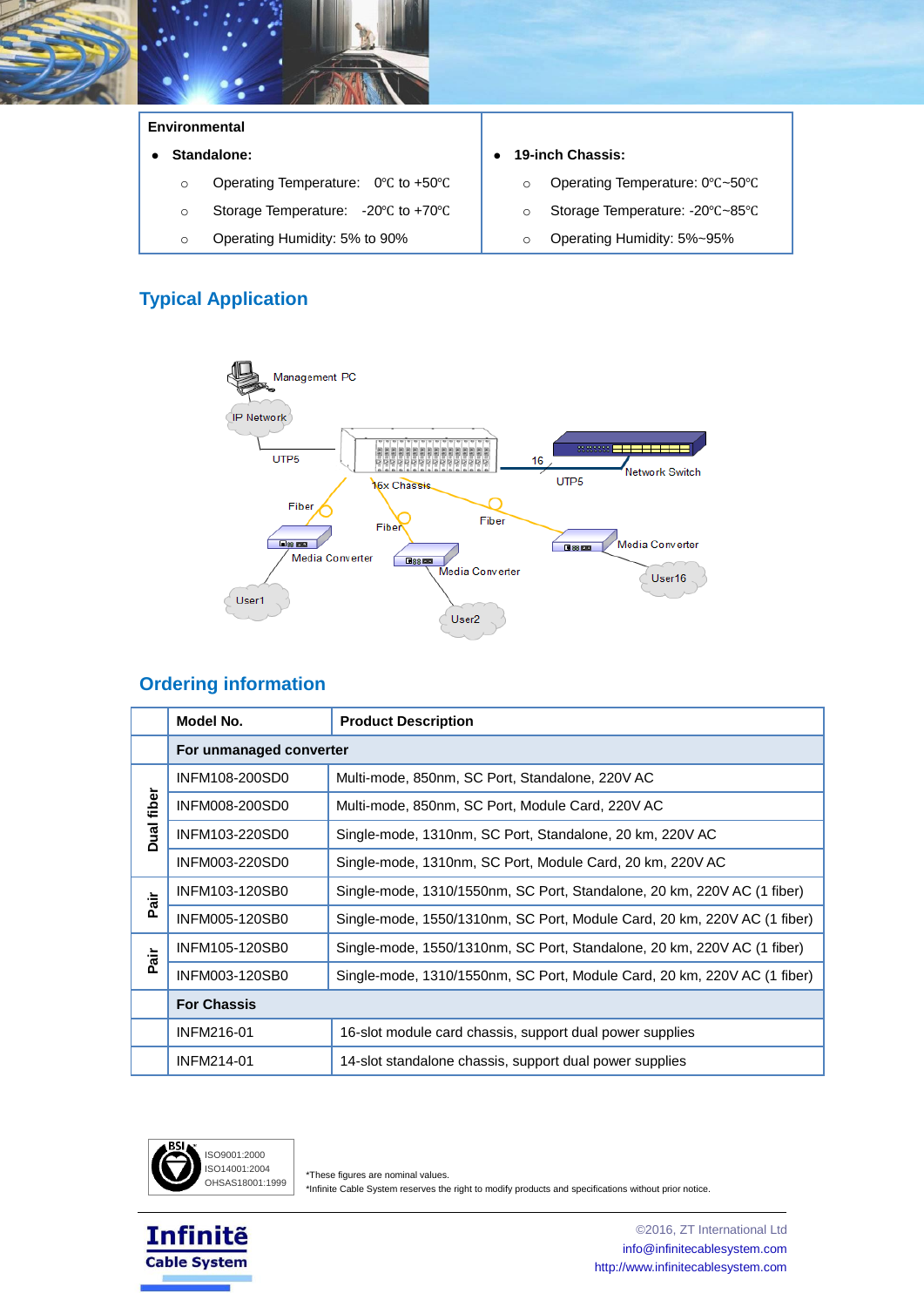| Environmental | |
|---|---|
| • **Standalone:** | • **19-inch Chassis:** |
| ○ Operating Temperature: 0℃ to +50℃ | ○ Operating Temperature: 0℃~50℃ |
| ○ Storage Temperature: -20℃ to +70℃ | ○ Storage Temperature: -20℃~85℃ |
| ○ Operating Humidity: 5% to 90% | ○ Operating Humidity: 5%~95% |

## Typical Application

Management PC
IP Network
UTP5
16x Chassis
16
UTP5
Network Switch
Fiber
Fiber
Fiber
Media Converter
Media Converter
Media Converter
User1
User2
User16

## Ordering information

| | Model No. | Product Description |
|---|---|---|
| | **For unmanaged converter** | |
| **Dual fiber** | INFM108-200SD0 | Multi-mode, 850nm, SC Port, Standalone, 220V AC |
| | INFM008-200SD0 | Multi-mode, 850nm, SC Port, Module Card, 220V AC |
| | INFM103-220SD0 | Single-mode, 1310nm, SC Port, Standalone, 20 km, 220V AC |
| | INFM003-220SD0 | Single-mode, 1310nm, SC Port, Module Card, 20 km, 220V AC |
| **Pair** | INFM103-120SB0 | Single-mode, 1310/1550nm, SC Port, Standalone, 20 km, 220V AC (1 fiber) |
| | INFM005-120SB0 | Single-mode, 1550/1310nm, SC Port, Module Card, 20 km, 220V AC (1 fiber) |
| **Pair** | INFM105-120SB0 | Single-mode, 1550/1310nm, SC Port, Standalone, 20 km, 220V AC (1 fiber) |
| | INFM003-120SB0 | Single-mode, 1310/1550nm, SC Port, Module Card, 20 km, 220V AC (1 fiber) |
| | **For Chassis** | |
| | INFM216-01 | 16-slot module card chassis, support dual power supplies |
| | INFM214-01 | 14-slot standalone chassis, support dual power supplies |

BSI
ISO9001:2000
ISO14001:2004
OHSAS18001:1999

*These figures are nominal values.
*Infinite Cable System reserves the right to modify products and specifications without prior notice.

Infinitē Cable System

©2016, ZT International Ltd
info@infinitecablesystem.com
http://www.infinitecablesystem.com